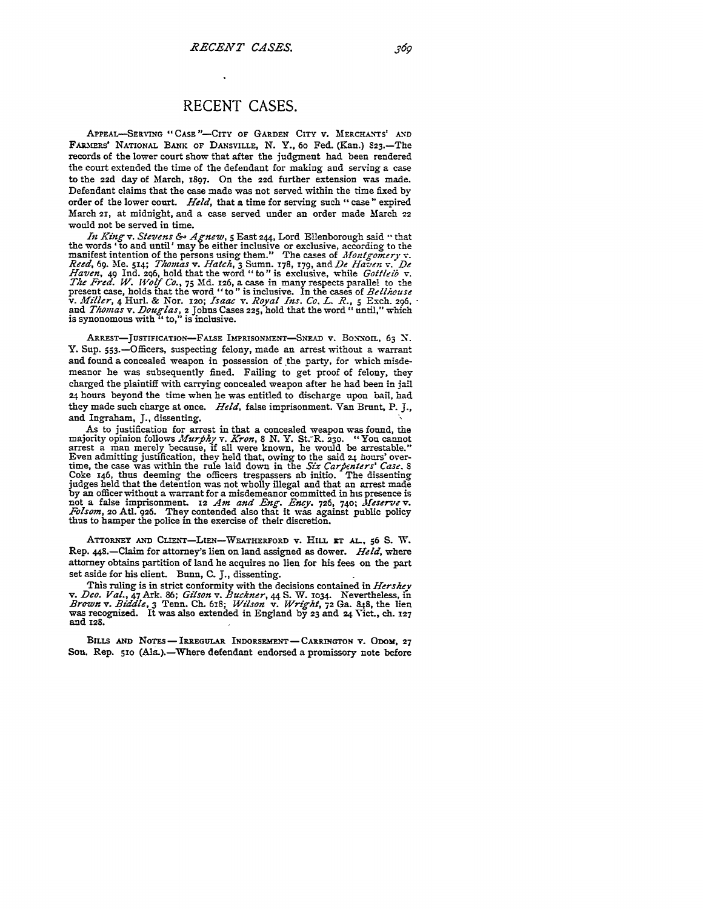# RECENT CASES.

APPEAL—SERVING "CASE"—CITY OF GARDEN CITY v. MERCHANTS' AND FARMERS' NATIONAL BANK OF DANSVILLE, N. Y., 60 Fed. (Kan.) 823.—The records of the lower court show that after the judgment had been rendered the court extended the time of the defendant for making and serving a case to the 22d day of March, 1897. On the 22d further extension was made. Defendant claims that the case made was not served within the time fixed by order of the lower court. *Held*, that a time for serving such "case" expired March 21, at midnight, and a case served under an order made March 22 would not be served in time.

*In King* v. *Stevens & Agnew*, 5 East 244, Lord Ellenborough said "that the words 'to and until' may be either inclusive or exclusive, according to the manifest intention of the persons using them." The cases of *Montgomery* v. *Reed*, 69. Me. 514; *Thomas* v. *Hatch*, 3 Sumn. 178, 179, and *De Haven* v. *De Haven*, 49 Ind. 296, hold that the word "to" is exclusive, while *Gottlieb* v. *The Fred. W. Wolf Co.*, 75 Md. 126, a case in many respects parallel to the present case, holds that the word "to" is inclusive. In the cases of *Bellhouse* v. *Miller*, 4 Hurl. & Nor. 120; *Isaac* v. *Royal Ins. Co. L. R.*, 5 Exch. 296, and *Thomas* v. *Douglas*, 2 Johns Cases 225, hold that the word "until," which is synonomous with "to," is inclusive.

ARREST—JUSTIFICATION—FALSE IMPRISONMENT—SNEAD v. BONNOIL, 63 N. Y. Sup. 553.—Officers, suspecting felony, made an arrest without a warrant and found a concealed weapon in possession of the party, for which misdemeanor he was subsequently fined. Failing to get proof of felony, they charged the plaintiff with carrying concealed weapon after he had been in jail 24 hours beyond the time when he was entitled to discharge upon bail, had they made such charge at once. *Held*, false imprisonment. Van Brunt, P. J., and Ingraham, J., dissenting.

As to justification for arrest in that a concealed weapon was found, the majority opinion follows *Murphy* v. *Kron*, 8 N. Y. St. R. 230. "You cannot arrest a man merely because, if all were known, he would be arrestable." Even admitting justification, they held that, owing to the said 24 hours' overtime, the case was within the rule laid down in the *Six Carpenters' Case*, 8 Coke 146, thus deeming the officers trespassers ab initio. The dissenting judges held that the detention was not wholly illegal and that an arrest made by an officer without a warrant for a misdemeanor committed in his presence is not a false imprisonment. 12 *Am and Eng. Ency.* 726, 740; *Meserve* v. *Folsom*, 20 Atl. 926. They contended also that it was against public policy thus to hamper the police in the exercise of their discretion.

ATTORNEY AND CLIENT—LIEN—WEATHERFORD v. HILL ET AL., 56 S. W. Rep. 448.—Claim for attorney's lien on land assigned as dower. *Held*, where attorney obtains partition of land he acquires no lien for his fees on the part set aside for his client. Bunn, C. J., dissenting.

This ruling is in strict conformity with the decisions contained in *Hershey* v. *Deo. Val.*, 47 Ark. 86; *Gilson* v. *Buckner*, 44 S. W. 1034. Nevertheless, in *Brown* v. *Biddle*, 3 Tenn. Ch. 618; *Wilson* v. *Wright*, 72 Ga. 848, the lien was recognized. It was also extended in England by 23 and 24 Vict., ch. 127 and 128.

BILLS AND NOTES—IRREGULAR INDORSEMENT—CARRINGTON v. ODOM, 27 Sou. Rep. 510 (Ala.).—Where defendant endorsed a promissory note before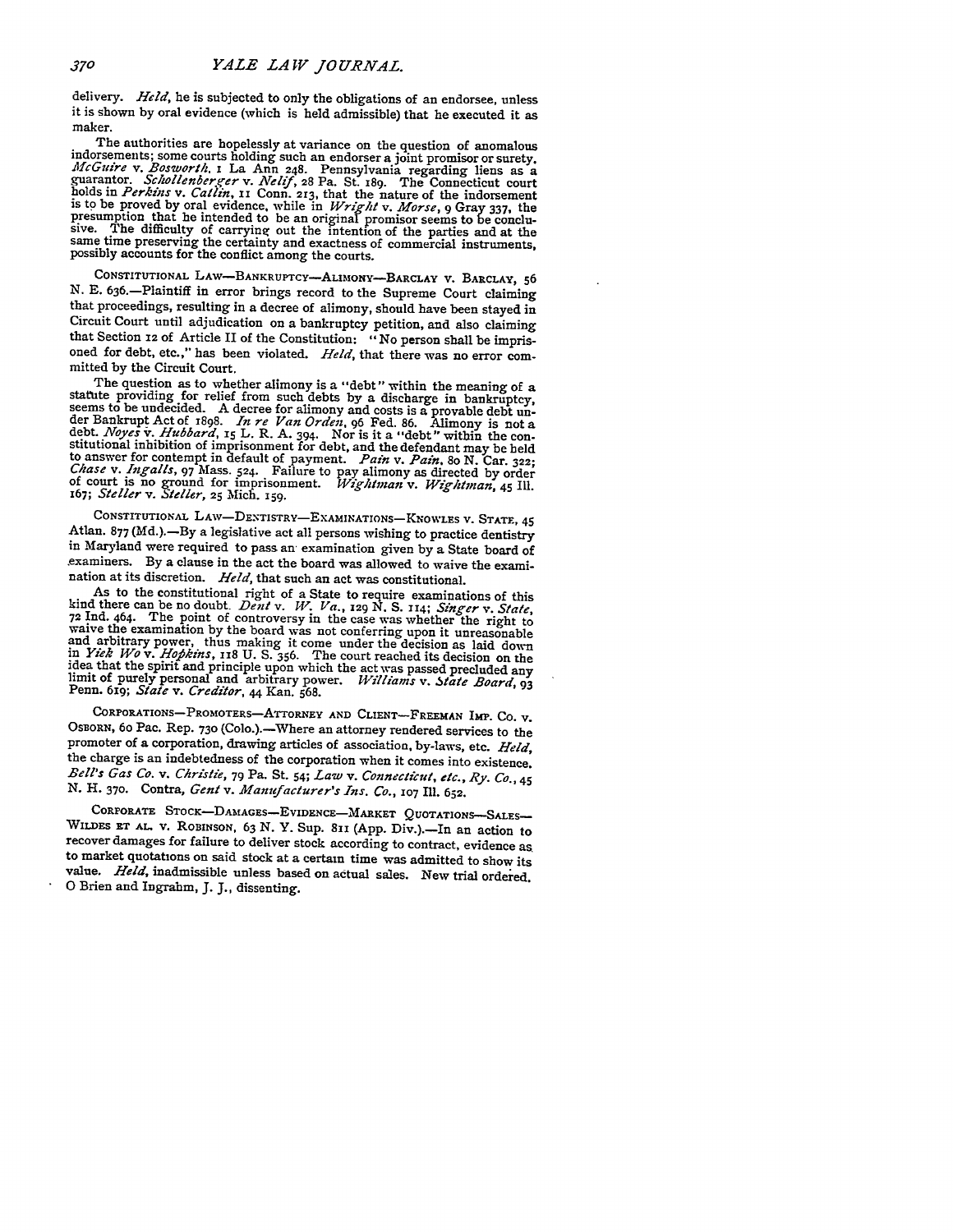delivery. *Held*, he is subjected to only the obligations of an endorsee, unless it is shown by oral evidence (which is held admissible) that he executed it as maker.

The authorities are hopelessly at variance on the question of anomalous indorsements; some courts holding such an endorser a joint promisor or surety, *McGuire* v. *Bosworth*, 1 La Ann 248. Pennsylvania regarding liens as a guarantor. *Schollenberger* v. *Nelif*, 28 Pa. St. 189. The Connecticut court holds in *Perkins* v. *Catlin*, 11 Conn. 213, that the nature of the indorsement is to be proved by oral evidence, while in *Wright* v. *Morse*, 9 Gray 337, the presumption that he intended to be an original promisor seems to be conclusive. The difficulty of carrying out the intention of the parties and at the same time preserving the certainty and exactness of commercial instruments, possibly accounts for the conflict among the courts.

CONSTITUTIONAL LAW—BANKRUPTCY—ALIMONY—BARCLAY v. BARCLAY, 56 N. E. 636.—Plaintiff in error brings record to the Supreme Court claiming that proceedings, resulting in a decree of alimony, should have been stayed in Circuit Court until adjudication on a bankruptcy petition, and also claiming that Section 12 of Article II of the Constitution: "No person shall be imprisoned for debt, etc.," has been violated. *Held*, that there was no error committed by the Circuit Court.

The question as to whether alimony is a "debt" within the meaning of a statute providing for relief from such debts by a discharge in bankruptcy, seems to be undecided. A decree for alimony and costs is a provable debt under Bankrupt Act of 1898. *In re Van Orden*, 96 Fed. 86. Alimony is not a debt. *Noyes* v. *Hubbard*, 15 L. R. A. 394. Nor is it a "debt" within the constitutional inhibition of imprisonment for debt, and the defendant may be held to answer for contempt in default of payment. *Pain* v. *Pain*, 80 N. Car. 322; *Chase* v. *Ingalls*, 97 Mass. 524. Failure to pay alimony as directed by order of court is no ground for imprisonment. *Wightman* v. *Wightman*, 45 Ill. 167; *Steller* v. *Steller*, 25 Mich. 159.

CONSTITUTIONAL LAW—DENTISTRY—EXAMINATIONS—KNOWLES v. STATE, 45 Atlan. 877 (Md.).—By a legislative act all persons wishing to practice dentistry in Maryland were required to pass an examination given by a State board of examiners. By a clause in the act the board was allowed to waive the examination at its discretion. *Held*, that such an act was constitutional.

As to the constitutional right of a State to require examinations of this kind there can be no doubt. *Dent* v. *W. Va.*, 129 N. S. 114; *Singer* v. *State*, 72 Ind. 464. The point of controversy in the case was whether the right to waive the examination by the board was not conferring upon it unreasonable and arbitrary power, thus making it come under the decision as laid down in *Yick Wo* v. *Hopkins*, 118 U. S. 356. The court reached its decision on the idea that the spirit and principle upon which the act was passed precluded any limit of purely personal and arbitrary power. *Williams* v. *State Board*, 93 Penn. 619; *State* v. *Creditor*, 44 Kan. 568.

CORPORATIONS—PROMOTERS—ATTORNEY AND CLIENT—FREEMAN IMP. CO. v. OSBORN, 60 Pac. Rep. 730 (Colo.).—Where an attorney rendered services to the promoter of a corporation, drawing articles of association, by-laws, etc. *Held*, the charge is an indebtedness of the corporation when it comes into existence. *Bell's Gas Co.* v. *Christie*, 79 Pa. St. 54; *Law* v. *Connecticut, etc., Ry. Co.*, 45 N. H. 370. Contra, *Gent* v. *Manufacturer's Ins. Co.*, 107 Ill. 652.

CORPORATE STOCK—DAMAGES—EVIDENCE—MARKET QUOTATIONS—SALES—WILDES ET AL. v. ROBINSON, 63 N. Y. Sup. 811 (App. Div.).—In an action to recover damages for failure to deliver stock according to contract, evidence as to market quotations on said stock at a certain time was admitted to show its value. *Held*, inadmissible unless based on actual sales. New trial ordered. O Brien and Ingrahm, J. J., dissenting.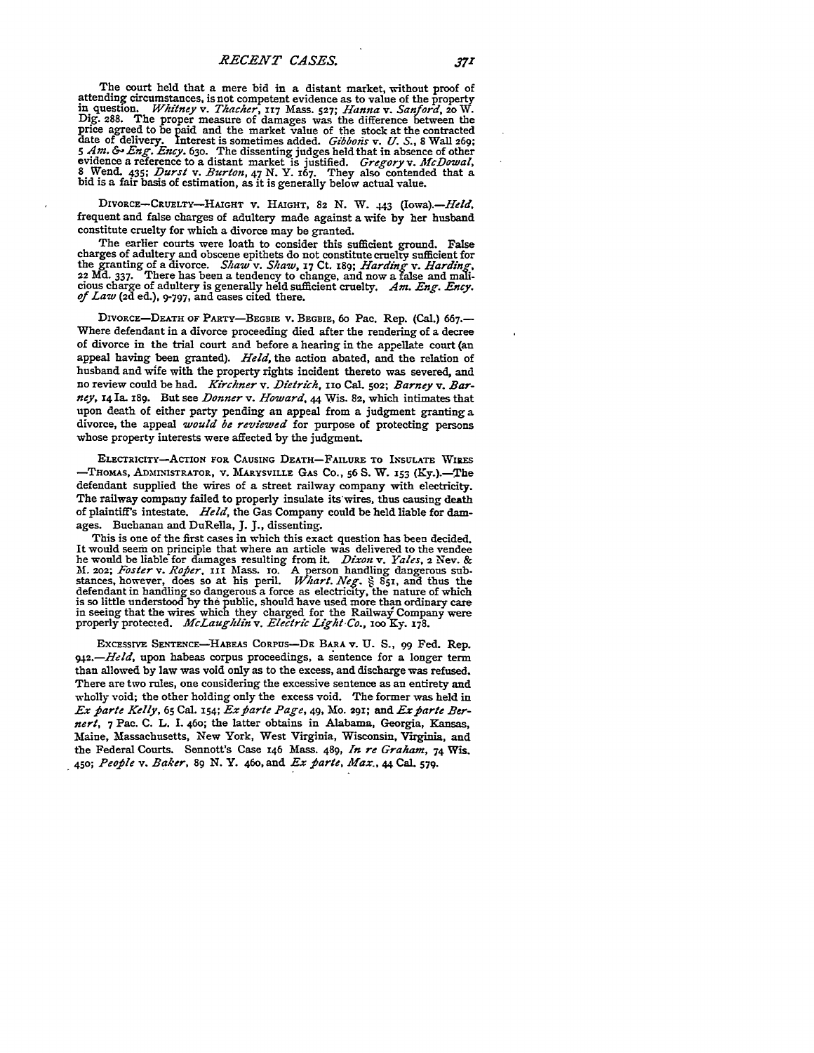The court held that a mere bid in a distant market, without proof of attending circumstances, is not competent evidence as to value of the property in question. *Whitney* v. *Thacher*, 117 Mass. 527; *Hanna* v. *Sanford*, 20 W. Dig. 288. The proper measure of damages was the difference between the price agreed to be paid and the market value of the stock at the contracted date of delivery. Interest is sometimes added. *Gibbons* v. *U. S.*, 8 Wall 269; 5 *Am. & Eng. Ency.* 630. The dissenting judges held that in absence of other evidence a reference to a distant market is justified. *Gregory* v. *McDowal*, 8 Wend. 435; *Durst* v. *Burton*, 47 N. Y. 167. They also contended that a bid is a fair basis of estimation, as it is generally below actual value.

DIVORCE—CRUELTY—HAIGHT v. HAIGHT, 82 N. W. 443 (Iowa).—*Held*, frequent and false charges of adultery made against a wife by her husband constitute cruelty for which a divorce may be granted.

The earlier courts were loath to consider this sufficient ground. False charges of adultery and obscene epithets do not constitute cruelty sufficient for the granting of a divorce. *Shaw* v. *Shaw*, 17 Ct. 189; *Harding* v. *Harding*, 22 Md. 337. There has been a tendency to change, and now a false and malicious charge of adultery is generally held sufficient cruelty. *Am. Eng. Ency. of Law* (2d ed.), 9-797, and cases cited there.

DIVORCE—DEATH OF PARTY—BEGBIE v. BEGBIE, 60 Pac. Rep. (Cal.) 667.—Where defendant in a divorce proceeding died after the rendering of a decree of divorce in the trial court and before a hearing in the appellate court (an appeal having been granted). *Held*, the action abated, and the relation of husband and wife with the property rights incident thereto was severed, and no review could be had. *Kirchner* v. *Dietrich*, 110 Cal. 502; *Barney* v. *Barney*, 14 Ia. 189. But see *Donner* v. *Howard*, 44 Wis. 82, which intimates that upon death of either party pending an appeal from a judgment granting a divorce, the appeal *would be reviewed* for purpose of protecting persons whose property interests were affected by the judgment.

ELECTRICITY—ACTION FOR CAUSING DEATH—FAILURE TO INSULATE WIRES—THOMAS, ADMINISTRATOR, v. MARYSVILLE GAS CO., 56 S. W. 153 (Ky.).—The defendant supplied the wires of a street railway company with electricity. The railway company failed to properly insulate its wires, thus causing death of plaintiff's intestate. *Held*, the Gas Company could be held liable for damages. Buchanan and DuRella, J. J., dissenting.

This is one of the first cases in which this exact question has been decided. It would seem on principle that where an article was delivered to the vendee he would be liable for damages resulting from it. *Dixon* v. *Yates*, 2 Nev. & M. 202; *Foster* v. *Roper*, 111 Mass. 10. A person handling dangerous substances, however, does so at his peril. *Whart. Neg.* § 851, and thus the defendant in handling so dangerous a force as electricity, the nature of which is so little understood by the public, should have used more than ordinary care in seeing that the wires which they charged for the Railway Company were properly protected. *McLaughlin* v. *Electric Light Co.*, 100 Ky. 178.

EXCESSIVE SENTENCE—HABEAS CORPUS—DE BARA v. U. S., 99 Fed. Rep. 942.—*Held*, upon habeas corpus proceedings, a sentence for a longer term than allowed by law was void only as to the excess, and discharge was refused. There are two rules, one considering the excessive sentence as an entirety and wholly void; the other holding only the excess void. The former was held in *Ex parte Kelly*, 65 Cal. 154; *Ex parte Page*, 49, Mo. 291; and *Ex parte Bernert*, 7 Pac. C. L. I. 460; the latter obtains in Alabama, Georgia, Kansas, Maine, Massachusetts, New York, West Virginia, Wisconsin, Virginia, and the Federal Courts. Sennott's Case 146 Mass. 489, *In re Graham*, 74 Wis. 450; *People* v. *Baker*, 89 N. Y. 460, and *Ex parte, Max.*, 44 Cal. 579.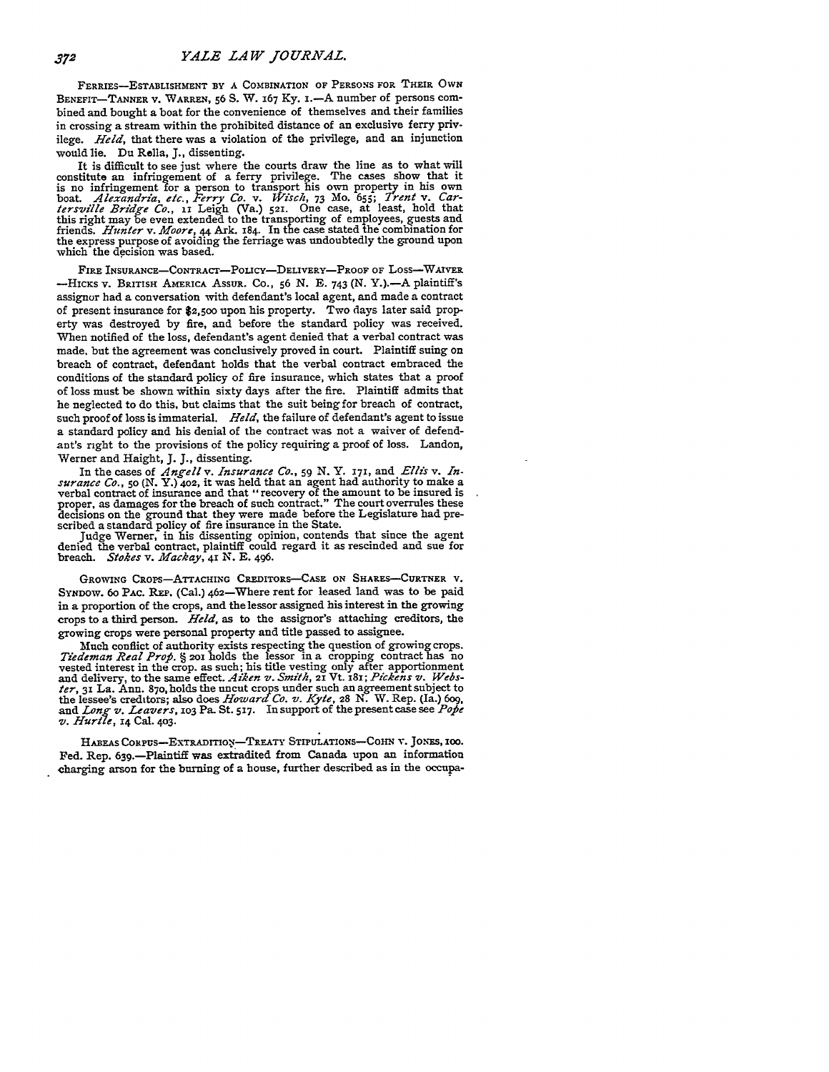FERRIES—ESTABLISHMENT BY A COMBINATION OF PERSONS FOR THEIR OWN BENEFIT—TANNER V. WARREN, 56 S. W. 167 Ky. 1.—A number of persons combined and bought a boat for the convenience of themselves and their families in crossing a stream within the prohibited distance of an exclusive ferry privilege. *Held*, that there was a violation of the privilege, and an injunction would lie. Du Rella, J., dissenting.

It is difficult to see just where the courts draw the line as to what will constitute an infringement of a ferry privilege. The cases show that it is no infringement for a person to transport his own property in his own boat. *Alexandria, etc., Ferry Co.* v. *Wisch*, 73 Mo. 655; *Trent* v. *Cartersville Bridge Co.*, 11 Leigh (Va.) 521. One case, at least, hold that this right may be even extended to the transporting of employees, guests and friends. *Hunter* v. *Moore*, 44 Ark. 184. In the case stated the combination for the express purpose of avoiding the ferriage was undoubtedly the ground upon which the decision was based.

FIRE INSURANCE—CONTRACT—POLICY—DELIVERY—PROOF OF LOSS—WAIVER —HICKS V. BRITISH AMERICA ASSUR. CO., 56 N. E. 743 (N. Y.).—A plaintiff's assignor had a conversation with defendant's local agent, and made a contract of present insurance for $2,500 upon his property. Two days later said property was destroyed by fire, and before the standard policy was received. When notified of the loss, defendant's agent denied that a verbal contract was made, but the agreement was conclusively proved in court. Plaintiff suing on breach of contract, defendant holds that the verbal contract embraced the conditions of the standard policy of fire insurance, which states that a proof of loss must be shown within sixty days after the fire. Plaintiff admits that he neglected to do this, but claims that the suit being for breach of contract, such proof of loss is immaterial. *Held*, the failure of defendant's agent to issue a standard policy and his denial of the contract was not a waiver of defendant's right to the provisions of the policy requiring a proof of loss. Landon, Werner and Haight, J. J., dissenting.

In the cases of *Angell* v. *Insurance Co.*, 59 N. Y. 171, and *Ellis* v. *Insurance Co.*, 50 (N. Y.) 402, it was held that an agent had authority to make a verbal contract of insurance and that "recovery of the amount to be insured is proper, as damages for the breach of such contract." The court overrules these decisions on the ground that they were made before the Legislature had prescribed a standard policy of fire insurance in the State.

Judge Werner, in his dissenting opinion, contends that since the agent denied the verbal contract, plaintiff could regard it as rescinded and sue for breach. *Stokes* v. *Mackay*, 41 N. E. 496.

GROWING CROPS—ATTACHING CREDITORS—CASE ON SHARES—CURTNER V. SYNDOW. 60 PAC. REP. (Cal.) 462—Where rent for leased land was to be paid in a proportion of the crops, and the lessor assigned his interest in the growing crops to a third person. *Held*, as to the assignor's attaching creditors, the growing crops were personal property and title passed to assignee.

Much conflict of authority exists respecting the question of growing crops. *Tiedeman Real Prop.* § 201 holds the lessor in a cropping contract has no vested interest in the crop as such; his title vesting only after apportionment and delivery, to the same effect. *Aiken v. Smith*, 21 Vt. 181; *Pickens v. Webster*, 31 La. Ann. 870, holds the uncut crops under such an agreement subject to the lessee's creditors; also does *Howard Co. v. Kyte*, 28 N. W. Rep. (Ia.) 609, and *Long v. Leavers*, 103 Pa. St. 517. In support of the present case see *Pope v. Hurtle*, 14 Cal. 403.

HABEAS CORPUS—EXTRADITION—TREATY STIPULATIONS—COHN V. JONES, 100. Fed. Rep. 639.—Plaintiff was extradited from Canada upon an information charging arson for the burning of a house, further described as in the occupa-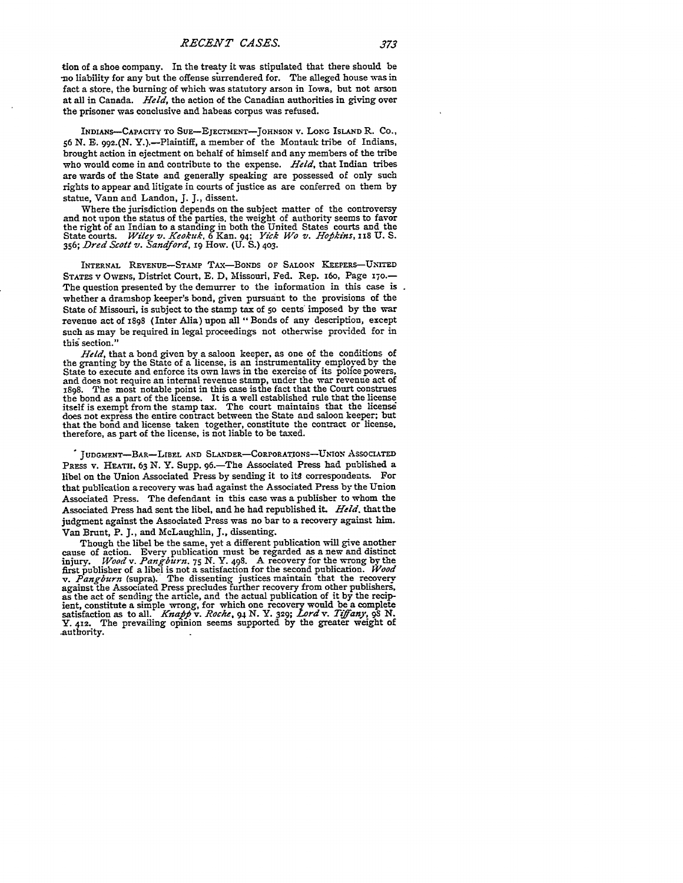tion of a shoe company. In the treaty it was stipulated that there should be no liability for any but the offense surrendered for. The alleged house was in fact a store, the burning of which was statutory arson in Iowa, but not arson at all in Canada. *Held*, the action of the Canadian authorities in giving over the prisoner was conclusive and habeas corpus was refused.

INDIANS—CAPACITY TO SUE—EJECTMENT—JOHNSON v. LONG ISLAND R. CO., 56 N. E. 992.(N. Y.).—Plaintiff, a member of the Montauk tribe of Indians, brought action in ejectment on behalf of himself and any members of the tribe who would come in and contribute to the expense. *Held*, that Indian tribes are wards of the State and generally speaking are possessed of only such rights to appear and litigate in courts of justice as are conferred on them by statue, Vann and Landon, J. J., dissent.

Where the jurisdiction depends on the subject matter of the controversy and not upon the status of the parties, the weight of authority seems to favor the right of an Indian to a standing in both the United States courts and the State courts. *Wiley v. Keokuk*, 6 Kan. 94; *Yick Wo v. Hopkins*, 118 U. S. 356; *Dred Scott v. Sandford*, 19 How. (U. S.) 403.

INTERNAL REVENUE—STAMP TAX—BONDS OF SALOON KEEPERS—UNITED STATES v OWENS, District Court, E. D, Missouri, Fed. Rep. 160, Page 170.—The question presented by the demurrer to the information in this case is whether a dramshop keeper's bond, given pursuant to the provisions of the State of Missouri, is subject to the stamp tax of 50 cents imposed by the war revenue act of 1898 (Inter Alia) upon all "Bonds of any description, except such as may be required in legal proceedings not otherwise provided for in this section."

*Held*, that a bond given by a saloon keeper, as one of the conditions of the granting by the State of a license, is an instrumentality employed by the State to execute and enforce its own laws in the exercise of its police powers, and does not require an internal revenue stamp, under the war revenue act of 1898. The most notable point in this case is the fact that the Court construes the bond as a part of the license. It is a well established rule that the license itself is exempt from the stamp tax. The court maintains that the license does not express the entire contract between the State and saloon keeper; but that the bond and license taken together, constitute the contract or license, therefore, as part of the license, is not liable to be taxed.

JUDGMENT—BAR—LIBEL AND SLANDER—CORPORATIONS—UNION ASSOCIATED PRESS v. HEATH, 63 N. Y. Supp. 96.—The Associated Press had published a libel on the Union Associated Press by sending it to its correspondents. For that publication a recovery was had against the Associated Press by the Union Associated Press. The defendant in this case was a publisher to whom the Associated Press had sent the libel, and he had republished it. *Held*, that the judgment against the Associated Press was no bar to a recovery against him. Van Brunt, P. J., and McLaughlin, J., dissenting.

Though the libel be the same, yet a different publication will give another cause of action. Every publication must be regarded as a new and distinct injury. *Wood v. Pangburn*, 75 N. Y. 498. A recovery for the wrong by the first publisher of a libel is not a satisfaction for the second publication. *Wood v. Pangburn* (supra). The dissenting justices maintain that the recovery against the Associated Press precludes further recovery from other publishers, as the act of sending the article, and the actual publication of it by the recipient, constitute a simple wrong, for which one recovery would be a complete satisfaction as to all. *Knapp v. Roche*, 94 N. Y. 329; *Lord v. Tiffany*, 98 N. Y. 412. The prevailing opinion seems supported by the greater weight of authority.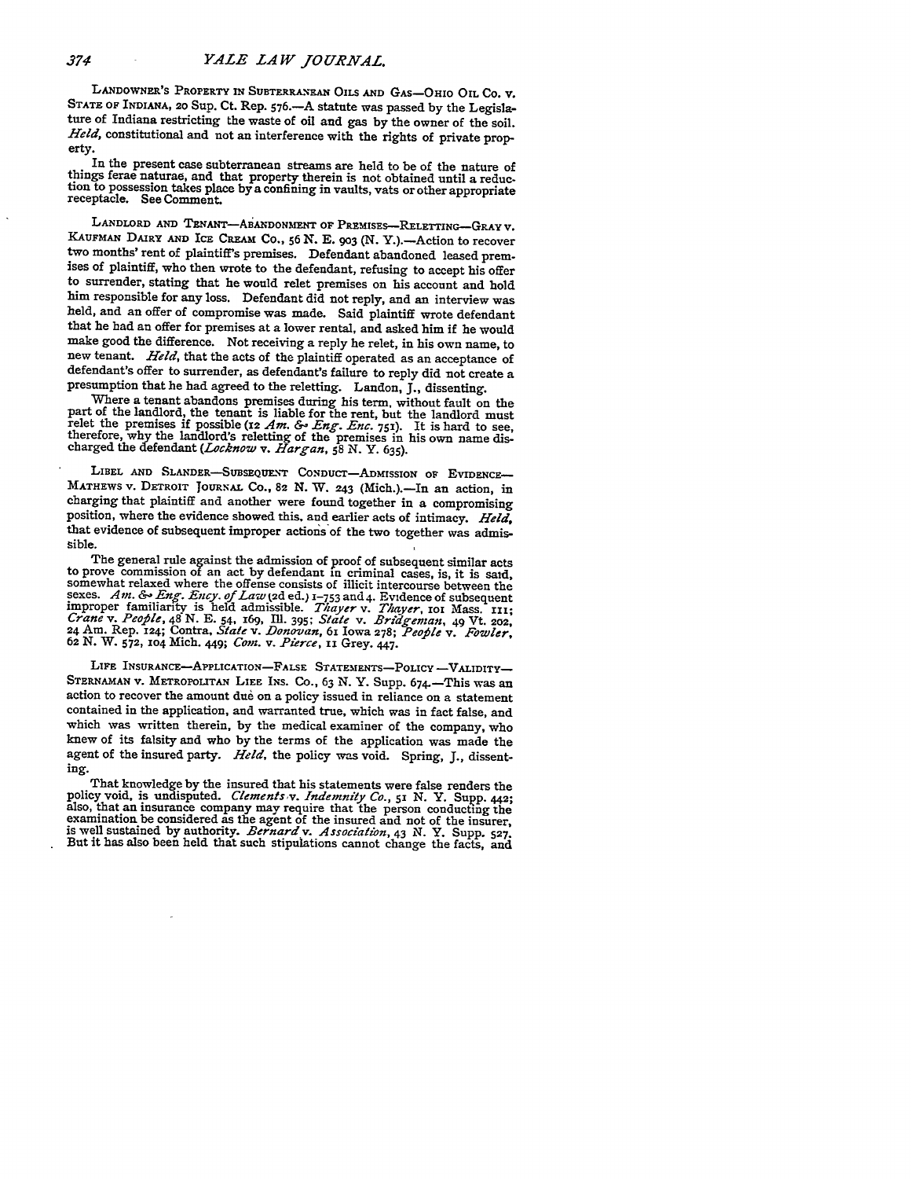LANDOWNER'S PROPERTY IN SUBTERRANEAN OILS AND GAS—OHIO OIL CO. V. STATE OF INDIANA, 20 Sup. Ct. Rep. 576.—A statute was passed by the Legislature of Indiana restricting the waste of oil and gas by the owner of the soil. *Held*, constitutional and not an interference with the rights of private property.

In the present case subterranean streams are held to be of the nature of things ferae naturae, and that property therein is not obtained until a reduction to possession takes place by a confining in vaults, vats or other appropriate receptacle. See Comment.

LANDLORD AND TENANT—ABANDONMENT OF PREMISES—RELETTING—GRAY V. KAUFMAN DAIRY AND ICE CREAM CO., 56 N. E. 903 (N. Y.).—Action to recover two months' rent of plaintiff's premises. Defendant abandoned leased premises of plaintiff, who then wrote to the defendant, refusing to accept his offer to surrender, stating that he would relet premises on his account and hold him responsible for any loss. Defendant did not reply, and an interview was held, and an offer of compromise was made. Said plaintiff wrote defendant that he had an offer for premises at a lower rental, and asked him if he would make good the difference. Not receiving a reply he relet, in his own name, to new tenant. *Held*, that the acts of the plaintiff operated as an acceptance of defendant's offer to surrender, as defendant's failure to reply did not create a presumption that he had agreed to the reletting. Landon, J., dissenting.

Where a tenant abandons premises during his term, without fault on the part of the landlord, the tenant is liable for the rent, but the landlord must relet the premises if possible (12 *Am. & Eng. Enc.* 751). It is hard to see, therefore, why the landlord's reletting of the premises in his own name discharged the defendant (*Locknow* v. *Hargan*, 58 N. Y. 635).

LIBEL AND SLANDER—SUBSEQUENT CONDUCT—ADMISSION OF EVIDENCE—MATHEWS V. DETROIT JOURNAL CO., 82 N. W. 243 (Mich.).—In an action, in charging that plaintiff and another were found together in a compromising position, where the evidence showed this, and earlier acts of intimacy. *Held*, that evidence of subsequent improper actions of the two together was admissible.

The general rule against the admission of proof of subsequent similar acts to prove commission of an act by defendant in criminal cases, is, it is said, somewhat relaxed where the offense consists of illicit intercourse between the sexes. *Am. & Eng. Ency. of Law* (2d ed.) 1–753 and 4. Evidence of subsequent improper familiarity is held admissible. *Thayer* v. *Thayer*, 101 Mass. 111; *Crane* v. *People*, 48 N. E. 54, 169, Ill. 395; *State* v. *Bridgeman*, 49 Vt. 202, 24 Am. Rep. 124; Contra, *State* v. *Donovan*, 61 Iowa 278; *People* v. *Fowler*, 62 N. W. 572, 104 Mich. 449; *Com.* v. *Pierce*, 11 Grey. 447.

LIFE INSURANCE—APPLICATION—FALSE STATEMENTS—POLICY—VALIDITY—STERNAMAN V. METROPOLITAN LIFE INS. CO., 63 N. Y. Supp. 674.—This was an action to recover the amount due on a policy issued in reliance on a statement contained in the application, and warranted true, which was in fact false, and which was written therein, by the medical examiner of the company, who knew of its falsity and who by the terms of the application was made the agent of the insured party. *Held*, the policy was void. Spring, J., dissenting.

That knowledge by the insured that his statements were false renders the policy void, is undisputed. *Clements* v. *Indemnity Co.*, 51 N. Y. Supp. 442; also, that an insurance company may require that the person conducting the examination be considered as the agent of the insured and not of the insurer, is well sustained by authority. *Bernard* v. *Association*, 43 N. Y. Supp. 527. But it has also been held that such stipulations cannot change the facts, and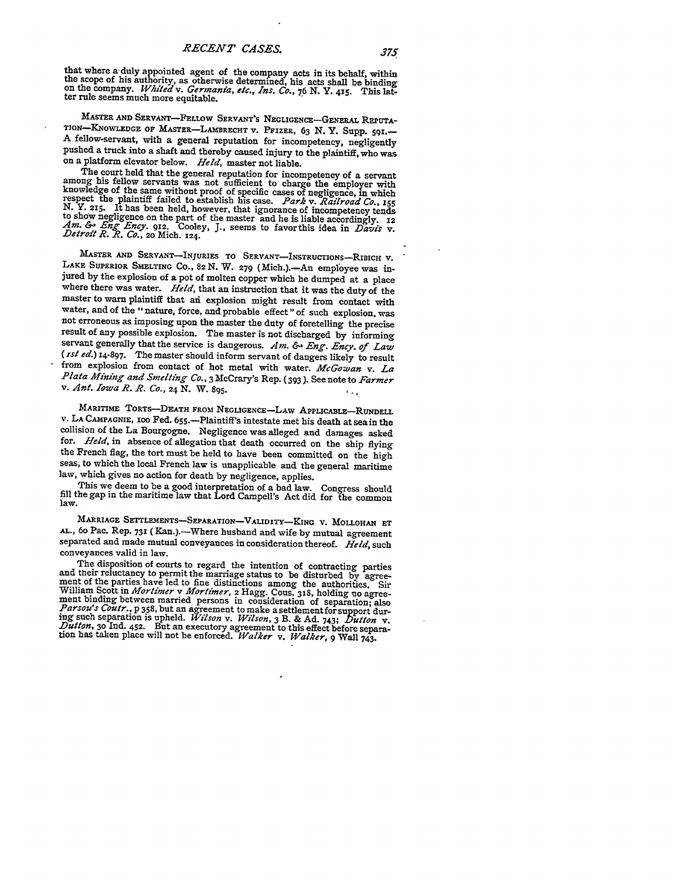that where a duly appointed agent of the company acts in its behalf, within the scope of his authority, as otherwise determined, his acts shall be binding on the company. *Whited* v. *Germania, etc., Ins. Co.*, 76 N. Y. 415. This latter rule seems much more equitable.

MASTER AND SERVANT—FELLOW SERVANT'S NEGLIGENCE—GENERAL REPUTATION—KNOWLEDGE OF MASTER—LAMBRECHT v. PFIZER, 63 N. Y. Supp. 591.—A fellow-servant, with a general reputation for incompetency, negligently pushed a truck into a shaft and thereby caused injury to the plaintiff, who was on a platform elevator below. *Held*, master not liable.

The court held that the general reputation for incompetency of a servant among his fellow servants was not sufficient to charge the employer with knowledge of the same without proof of specific cases of negligence, in which respect the plaintiff failed to establish his case. *Park* v. *Railroad Co.*, 155 N. Y. 215. It has been held, however, that ignorance of incompetency tends to show negligence on the part of the master and he is liable accordingly. 12 *Am. & Eng Ency.* 912. Cooley, J., seems to favor this idea in *Davis* v. *Detroit R. R. Co.*, 20 Mich. 124.

MASTER AND SERVANT—INJURIES TO SERVANT—INSTRUCTIONS—RIBICH v. LAKE SUPERIOR SMELTING CO., 82 N. W. 279 (Mich.).—An employee was injured by the explosion of a pot of molten copper which he dumped at a place where there was water. *Held*, that an instruction that it was the duty of the master to warn plaintiff that an explosion might result from contact with water, and of the "nature, force, and probable effect" of such explosion, was not erroneous as imposing upon the master the duty of foretelling the precise result of any possible explosion. The master is not discharged by informing servant generally that the service is dangerous. *Am. & Eng. Ency. of Law (1st ed.)* 14-897. The master should inform servant of dangers likely to result from explosion from contact of hot metal with water. *McGowan* v. *La Plata Mining and Smelting Co.*, 3 McCrary's Rep. (393). See note to *Farmer* v. *Ant. Iowa R. R. Co.*, 24 N. W. 895.

MARITIME TORTS—DEATH FROM NEGLIGENCE—LAW APPLICABLE—RUNDELL v. LA CAMPAGNIE, 100 Fed. 655.—Plaintiff's intestate met his death at sea in the collision of the La Bourgogne. Negligence was alleged and damages asked for. *Held*, in absence of allegation that death occurred on the ship flying the French flag, the tort must be held to have been committed on the high seas, to which the local French law is unapplicable and the general maritime law, which gives no action for death by negligence, applies.

This we deem to be a good interpretation of a bad law. Congress should fill the gap in the maritime law that Lord Campell's Act did for the common law.

MARRIAGE SETTLEMENTS—SEPARATION—VALIDITY—KING v. MOLLOHAN ET AL., 60 Pac. Rep. 731 (Kan.).—Where husband and wife by mutual agreement separated and made mutual conveyances in consideration thereof. *Held*, such conveyances valid in law.

The disposition of courts to regard the intention of contracting parties and their reluctancy to permit the marriage status to be disturbed by agreement of the parties have led to fine distinctions among the authorities. Sir William Scott in *Mortimer* v *Mortimer*, 2 Hagg. Cons. 318, holding no agreement binding between married persons in consideration of separation; also *Parson's Contr.*, p 358, but an agreement to make a settlement for support during such separation is upheld. *Wilson* v. *Wilson*, 3 B. & Ad. 743; *Dutton* v. *Dutton*, 30 Ind. 452. But an executory agreement to this effect before separation has taken place will not be enforced. *Walker* v. *Walker*, 9 Wall 743.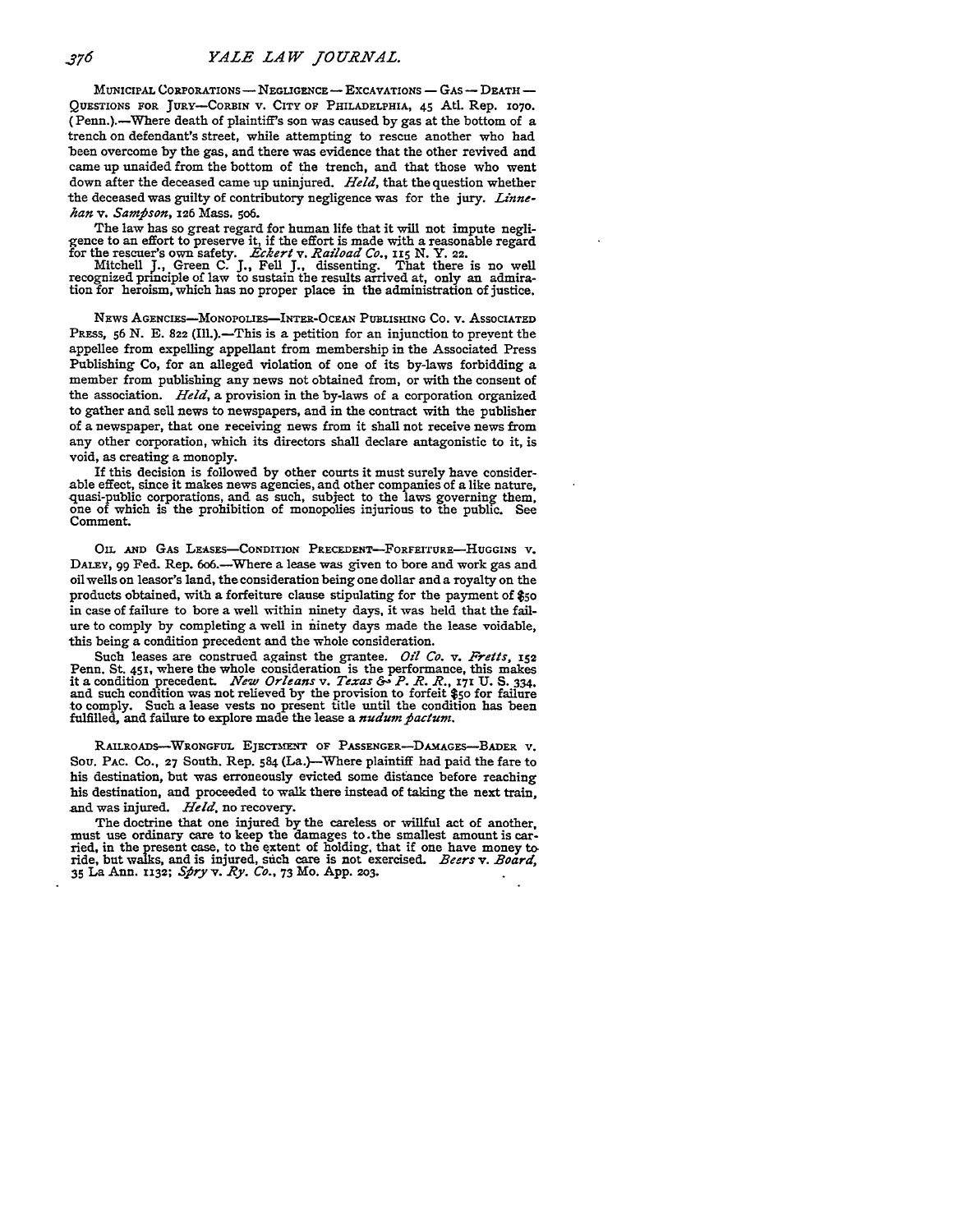MUNICIPAL CORPORATIONS — NEGLIGENCE — EXCAVATIONS — GAS — DEATH — QUESTIONS FOR JURY—CORBIN v. CITY OF PHILADELPHIA, 45 Atl. Rep. 1070. (Penn.).—Where death of plaintiff's son was caused by gas at the bottom of a trench on defendant's street, while attempting to rescue another who had been overcome by the gas, and there was evidence that the other revived and came up unaided from the bottom of the trench, and that those who went down after the deceased came up uninjured. *Held*, that the question whether the deceased was guilty of contributory negligence was for the jury. *Linnehan* v. *Sampson*, 126 Mass. 506.

The law has so great regard for human life that it will not impute negligence to an effort to preserve it, if the effort is made with a reasonable regard for the rescuer's own safety. *Eckert* v. *Raiload Co.*, 115 N. Y. 22.

Mitchell J., Green C. J., Fell J., dissenting. That there is no well recognized principle of law to sustain the results arrived at, only an admiration for heroism, which has no proper place in the administration of justice.

NEWS AGENCIES—MONOPOLIES—INTER-OCEAN PUBLISHING CO. v. ASSOCIATED PRESS, 56 N. E. 822 (Ill.).—This is a petition for an injunction to prevent the appellee from expelling appellant from membership in the Associated Press Publishing Co, for an alleged violation of one of its by-laws forbidding a member from publishing any news not obtained from, or with the consent of the association. *Held*, a provision in the by-laws of a corporation organized to gather and sell news to newspapers, and in the contract with the publisher of a newspaper, that one receiving news from it shall not receive news from any other corporation, which its directors shall declare antagonistic to it, is void, as creating a monopoly.

If this decision is followed by other courts it must surely have considerable effect, since it makes news agencies, and other companies of a like nature, quasi-public corporations, and as such, subject to the laws governing them, one of which is the prohibition of monopolies injurious to the public. See Comment.

OIL AND GAS LEASES—CONDITION PRECEDENT—FORFEITURE—HUGGINS v. DALEY, 99 Fed. Rep. 606.—Where a lease was given to bore and work gas and oil wells on leasor's land, the consideration being one dollar and a royalty on the products obtained, with a forfeiture clause stipulating for the payment of $50 in case of failure to bore a well within ninety days, it was held that the failure to comply by completing a well in ninety days made the lease voidable, this being a condition precedent and the whole consideration.

Such leases are construed against the grantee. *Oil Co.* v. *Fretts*, 152 Penn. St. 451, where the whole consideration is the performance, this makes it a condition precedent. *New Orleans* v. *Texas & P. R. R.*, 171 U. S. 334. and such condition was not relieved by the provision to forfeit $50 for failure to comply. Such a lease vests no present title until the condition has been fulfilled, and failure to explore made the lease a *nudum pactum*.

RAILROADS—WRONGFUL EJECTMENT OF PASSENGER—DAMAGES—BADER v. SOU. PAC. CO., 27 South. Rep. 584 (La.)—Where plaintiff had paid the fare to his destination, but was erroneously evicted some distance before reaching his destination, and proceeded to walk there instead of taking the next train, and was injured. *Held*, no recovery.

The doctrine that one injured by the careless or willful act of another, must use ordinary care to keep the damages to the smallest amount is carried, in the present case, to the extent of holding, that if one have money to ride, but walks, and is injured, such care is not exercised. *Beers* v. *Board*, 35 La Ann. 1132; *Spry* v. *Ry. Co.*, 73 Mo. App. 203.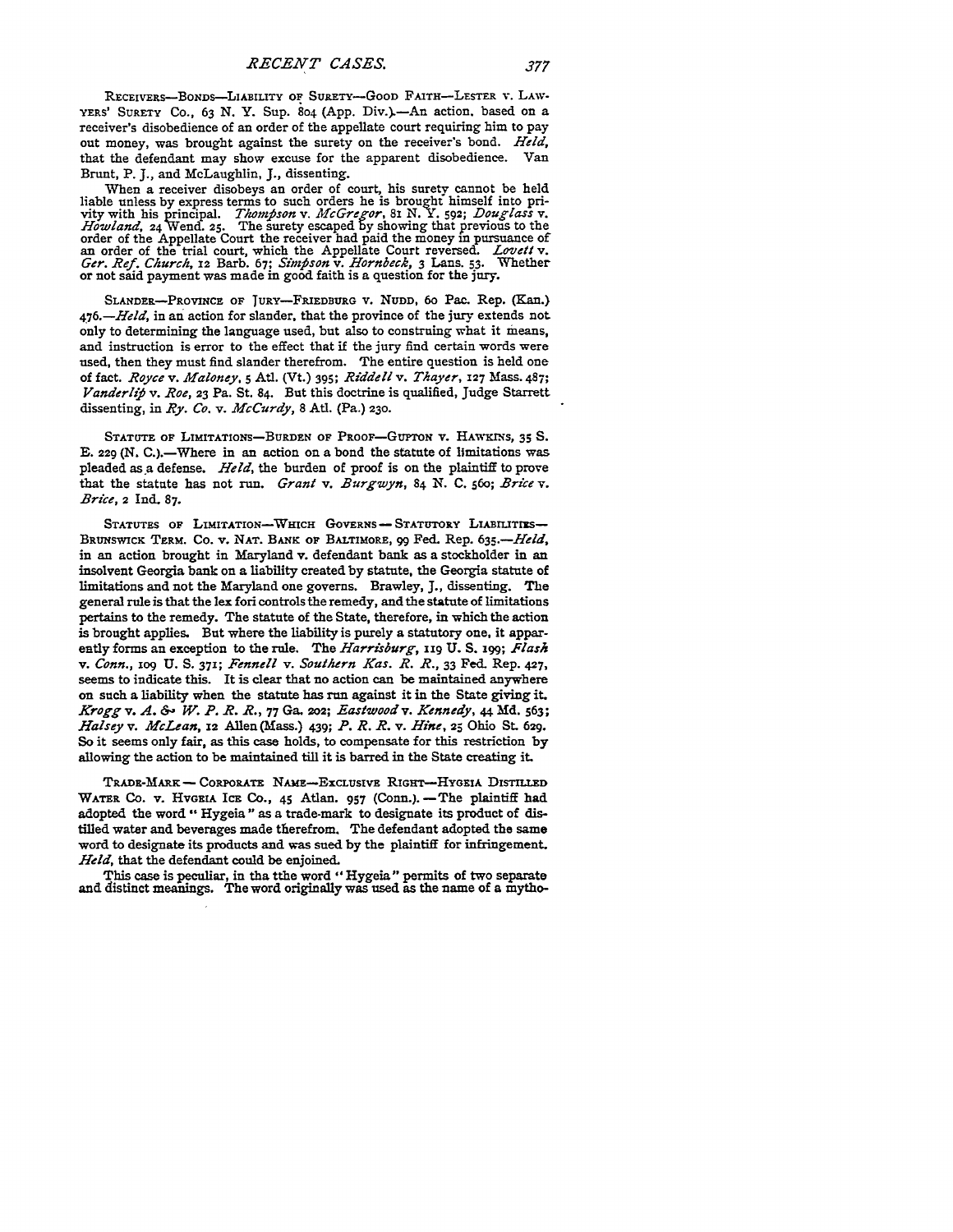RECEIVERS—BONDS—LIABILITY OF SURETY—GOOD FAITH—LESTER v. LAWYERS' SURETY CO., 63 N. Y. Sup. 804 (App. Div.).—An action, based on a receiver's disobedience of an order of the appellate court requiring him to pay out money, was brought against the surety on the receiver's bond. *Held*, that the defendant may show excuse for the apparent disobedience. Van Brunt, P. J., and McLaughlin, J., dissenting.

When a receiver disobeys an order of court, his surety cannot be held liable unless by express terms to such orders he is brought himself into privity with his principal. *Thompson* v. *McGregor*, 81 N. Y. 592; *Douglass* v. *Howland*, 24 Wend. 25. The surety escaped by showing that previous to the order of the Appellate Court the receiver had paid the money in pursuance of an order of the trial court, which the Appellate Court reversed. *Lovett* v. *Ger. Ref. Church*, 12 Barb. 67; *Simpson* v. *Hornbeck*, 3 Lans. 53. Whether or not said payment was made in good faith is a question for the jury.

SLANDER—PROVINCE OF JURY—FRIEDBURG v. NUDD, 60 Pac. Rep. (Kan.) 476.—*Held*, in an action for slander, that the province of the jury extends not only to determining the language used, but also to construing what it means, and instruction is error to the effect that if the jury find certain words were used, then they must find slander therefrom. The entire question is held one of fact. *Royce* v. *Maloney*, 5 Atl. (Vt.) 395; *Riddell* v. *Thayer*, 127 Mass. 487; *Vanderlip* v. *Roe*, 23 Pa. St. 84. But this doctrine is qualified, Judge Starrett dissenting, in *Ry. Co.* v. *McCurdy*, 8 Atl. (Pa.) 230.

STATUTE OF LIMITATIONS—BURDEN OF PROOF—GUPTON v. HAWKINS, 35 S. E. 229 (N. C.).—Where in an action on a bond the statute of limitations was pleaded as a defense. *Held*, the burden of proof is on the plaintiff to prove that the statute has not run. *Grant* v. *Burgwyn*, 84 N. C. 560; *Brice* v. *Brice*, 2 Ind. 87.

STATUTES OF LIMITATION—WHICH GOVERNS—STATUTORY LIABILITIES—BRUNSWICK TERM. CO. v. NAT. BANK OF BALTIMORE, 99 Fed. Rep. 635.—*Held*, in an action brought in Maryland v. defendant bank as a stockholder in an insolvent Georgia bank on a liability created by statute, the Georgia statute of limitations and not the Maryland one governs. Brawley, J., dissenting. The general rule is that the lex fori controls the remedy, and the statute of limitations pertains to the remedy. The statute of the State, therefore, in which the action is brought applies. But where the liability is purely a statutory one, it apparently forms an exception to the rule. The *Harrisburg*, 119 U. S. 199; *Flash* v. *Conn.*, 109 U. S. 371; *Fennell* v. *Southern Kas. R. R.*, 33 Fed. Rep. 427, seems to indicate this. It is clear that no action can be maintained anywhere on such a liability when the statute has run against it in the State giving it. *Krogg* v. *A. & W. P. R. R.*, 77 Ga. 202; *Eastwood* v. *Kennedy*, 44 Md. 563; *Halsey* v. *McLean*, 12 Allen (Mass.) 439; *P. R. R.* v. *Hine*, 25 Ohio St. 629. So it seems only fair, as this case holds, to compensate for this restriction by allowing the action to be maintained till it is barred in the State creating it.

TRADE-MARK—CORPORATE NAME—EXCLUSIVE RIGHT—HYGEIA DISTILLED WATER CO. v. HYGEIA ICE CO., 45 Atlan. 957 (Conn.).—The plaintiff had adopted the word "Hygeia" as a trade-mark to designate its product of distilled water and beverages made therefrom. The defendant adopted the same word to designate its products and was sued by the plaintiff for infringement. *Held*, that the defendant could be enjoined.

This case is peculiar, in tha tthe word "Hygeia" permits of two separate and distinct meanings. The word originally was used as the name of a mytho-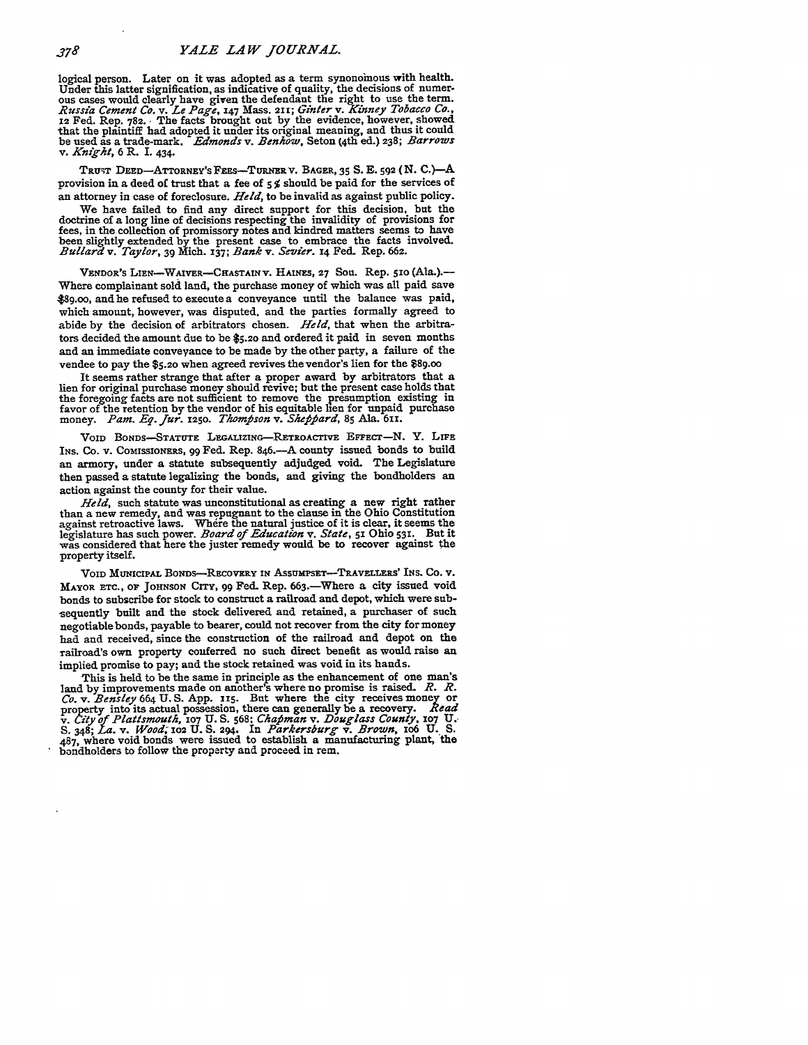logical person. Later on it was adopted as a term synonomous with health. Under this latter signification, as indicative of quality, the decisions of numerous cases would clearly have given the defendant the right to use the term. *Russia Cement Co.* v. *Le Page*, 147 Mass. 211; *Ginter* v. *Kinney Tobacco Co.*, 12 Fed. Rep. 782. The facts brought out by the evidence, however, showed that the plaintiff had adopted it under its original meaning, and thus it could be used as a trade-mark. *Edmonds* v. *Benhow*, Seton (4th ed.) 238; *Barrows* v. *Knight*, 6 R. I. 434.

TRUST DEED—ATTORNEY'S FEES—TURNER v. BAGER, 35 S. E. 592 (N. C.)—A provision in a deed of trust that a fee of 5% should be paid for the services of an attorney in case of foreclosure. *Held*, to be invalid as against public policy.

We have failed to find any direct support for this decision, but the doctrine of a long line of decisions respecting the invalidity of provisions for fees, in the collection of promissory notes and kindred matters seems to have been slightly extended by the present case to embrace the facts involved. *Bullard* v. *Taylor*, 39 Mich. 137; *Bank* v. *Sevier*. 14 Fed. Rep. 662.

VENDOR'S LIEN—WAIVER—CHASTAIN v. HAINES, 27 Sou. Rep. 510 (Ala.).—Where complainant sold land, the purchase money of which was all paid save $89.00, and he refused to execute a conveyance until the balance was paid, which amount, however, was disputed, and the parties formally agreed to abide by the decision of arbitrators chosen. *Held*, that when the arbitrators decided the amount due to be $5.20 and ordered it paid in seven months and an immediate conveyance to be made by the other party, a failure of the vendee to pay the $5.20 when agreed revives the vendor's lien for the $89.00

It seems rather strange that after a proper award by arbitrators that a lien for original purchase money should revive; but the present case holds that the foregoing facts are not sufficient to remove the presumption existing in favor of the retention by the vendor of his equitable lien for unpaid purchase money. *Pam. Eq. Jur.* 1250. *Thompson* v. *Sheppard*, 85 Ala. 611.

VOID BONDS—STATUTE LEGALIZING—RETROACTIVE EFFECT—N. Y. LIFE INS. CO. v. COMISSIONERS, 99 Fed. Rep. 846.—A county issued bonds to build an armory, under a statute subsequently adjudged void. The Legislature then passed a statute legalizing the bonds, and giving the bondholders an action against the county for their value.

*Held*, such statute was unconstitutional as creating a new right rather than a new remedy, and was repugnant to the clause in the Ohio Constitution against retroactive laws. Where the natural justice of it is clear, it seems the legislature has such power. *Board of Education* v. *State*, 51 Ohio 531. But it was considered that here the juster remedy would be to recover against the property itself.

VOID MUNICIPAL BONDS—RECOVERY IN ASSUMPSIT—TRAVELLERS' INS. CO. v. MAYOR ETC., OF JOHNSON CITY, 99 Fed. Rep. 663.—Where a city issued void bonds to subscribe for stock to construct a railroad and depot, which were subsequently built and the stock delivered and retained, a purchaser of such negotiable bonds, payable to bearer, could not recover from the city for money had and received, since the construction of the railroad and depot on the railroad's own property conferred no such direct benefit as would raise an implied promise to pay; and the stock retained was void in its hands.

This is held to be the same in principle as the enhancement of one man's land by improvements made on another's where no promise is raised. *R. R. Co.* v. *Bensley* 664 U. S. App. 115. But where the city receives money or property into its actual possession, there can generally be a recovery. *Read* v. *City of Plattsmouth*, 107 U. S. 568; *Chapman* v. *Douglass County*, 107 U. S. 348; *La.* v. *Wood*, 102 U. S. 294. In *Parkersburg* v. *Brown*, 106 U. S. 487, where void bonds were issued to establish a manufacturing plant, the bondholders to follow the property and proceed in rem.